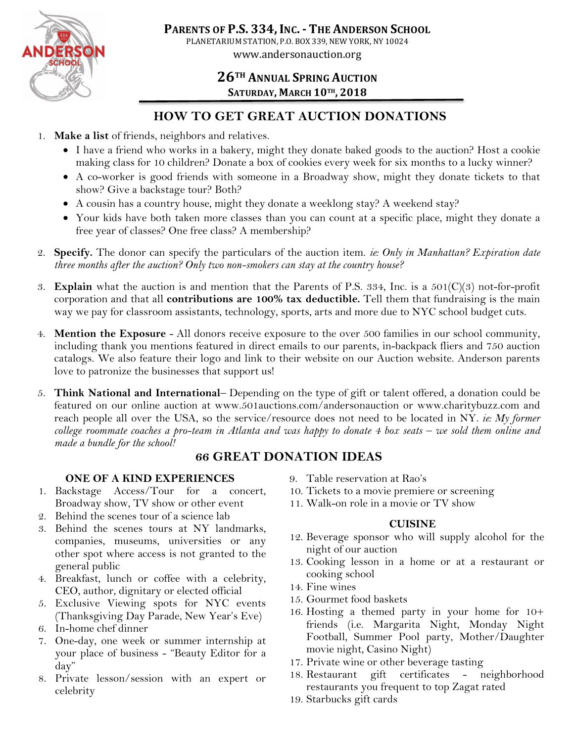# Parents of P.S. 334, Inc. - The Anderson School

PLANETARIUM STATION, P.O. BOX 339, NEW YORK, NY 10024

www.andersonauction.org

## 26TH Annual Spring Auction

**Saturday, March 10TH, 2018**

## HOW TO GET GREAT AUCTION DONATIONS

1. **Make a list** of friends, neighbors and relatives.
   - I have a friend who works in a bakery, might they donate baked goods to the auction? Host a cookie making class for 10 children? Donate a box of cookies every week for six months to a lucky winner?
   - A co-worker is good friends with someone in a Broadway show, might they donate tickets to that show? Give a backstage tour? Both?
   - A cousin has a country house, might they donate a weeklong stay? A weekend stay?
   - Your kids have both taken more classes than you can count at a specific place, might they donate a free year of classes? One free class? A membership?
2. **Specify.** The donor can specify the particulars of the auction item. *ie: Only in Manhattan? Expiration date three months after the auction? Only two non-smokers can stay at the country house?*
3. **Explain** what the auction is and mention that the Parents of P.S. 334, Inc. is a 501(C)(3) not-for-profit corporation and that all **contributions are 100% tax deductible.** Tell them that fundraising is the main way we pay for classroom assistants, technology, sports, arts and more due to NYC school budget cuts.
4. **Mention the Exposure** - All donors receive exposure to the over 500 families in our school community, including thank you mentions featured in direct emails to our parents, in-backpack fliers and 750 auction catalogs. We also feature their logo and link to their website on our Auction website. Anderson parents love to patronize the businesses that support us!
5. **Think National and International**– Depending on the type of gift or talent offered, a donation could be featured on our online auction at www.501auctions.com/andersonauction or www.charitybuzz.com and reach people all over the USA, so the service/resource does not need to be located in NY. *ie: My former college roommate coaches a pro-team in Atlanta and was happy to donate 4 box seats – we sold them online and made a bundle for the school!*

## 66 GREAT DONATION IDEAS

### ONE OF A KIND EXPERIENCES

1. Backstage Access/Tour for a concert, Broadway show, TV show or other event
2. Behind the scenes tour of a science lab
3. Behind the scenes tours at NY landmarks, companies, museums, universities or any other spot where access is not granted to the general public
4. Breakfast, lunch or coffee with a celebrity, CEO, author, dignitary or elected official
5. Exclusive Viewing spots for NYC events (Thanksgiving Day Parade, New Year's Eve)
6. In-home chef dinner
7. One-day, one week or summer internship at your place of business - "Beauty Editor for a day"
8. Private lesson/session with an expert or celebrity
9. Table reservation at Rao's
10. Tickets to a movie premiere or screening
11. Walk-on role in a movie or TV show

### CUISINE

12. Beverage sponsor who will supply alcohol for the night of our auction
13. Cooking lesson in a home or at a restaurant or cooking school
14. Fine wines
15. Gourmet food baskets
16. Hosting a themed party in your home for 10+ friends (i.e. Margarita Night, Monday Night Football, Summer Pool party, Mother/Daughter movie night, Casino Night)
17. Private wine or other beverage tasting
18. Restaurant gift certificates - neighborhood restaurants you frequent to top Zagat rated
19. Starbucks gift cards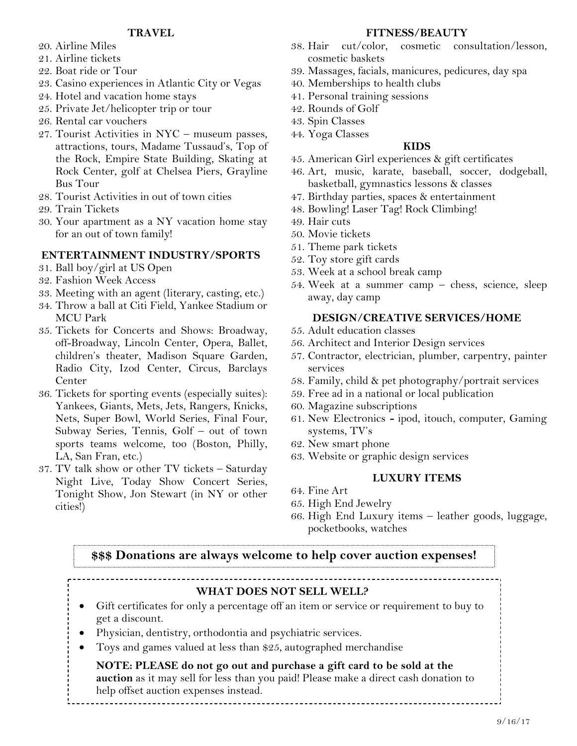### TRAVEL

20. Airline Miles
21. Airline tickets
22. Boat ride or Tour
23. Casino experiences in Atlantic City or Vegas
24. Hotel and vacation home stays
25. Private Jet/helicopter trip or tour
26. Rental car vouchers
27. Tourist Activities in NYC – museum passes, attractions, tours, Madame Tussaud's, Top of the Rock, Empire State Building, Skating at Rock Center, golf at Chelsea Piers, Grayline Bus Tour
28. Tourist Activities in out of town cities
29. Train Tickets
30. Your apartment as a NY vacation home stay for an out of town family!

### ENTERTAINMENT INDUSTRY/SPORTS

31. Ball boy/girl at US Open
32. Fashion Week Access
33. Meeting with an agent (literary, casting, etc.)
34. Throw a ball at Citi Field, Yankee Stadium or MCU Park
35. Tickets for Concerts and Shows: Broadway, off-Broadway, Lincoln Center, Opera, Ballet, children's theater, Madison Square Garden, Radio City, Izod Center, Circus, Barclays Center
36. Tickets for sporting events (especially suites): Yankees, Giants, Mets, Jets, Rangers, Knicks, Nets, Super Bowl, World Series, Final Four, Subway Series, Tennis, Golf – out of town sports teams welcome, too (Boston, Philly, LA, San Fran, etc.)
37. TV talk show or other TV tickets – Saturday Night Live, Today Show Concert Series, Tonight Show, Jon Stewart (in NY or other cities!)

### FITNESS/BEAUTY

38. Hair cut/color, cosmetic consultation/lesson, cosmetic baskets
39. Massages, facials, manicures, pedicures, day spa
40. Memberships to health clubs
41. Personal training sessions
42. Rounds of Golf
43. Spin Classes
44. Yoga Classes

### KIDS

45. American Girl experiences & gift certificates
46. Art, music, karate, baseball, soccer, dodgeball, basketball, gymnastics lessons & classes
47. Birthday parties, spaces & entertainment
48. Bowling! Laser Tag! Rock Climbing!
49. Hair cuts
50. Movie tickets
51. Theme park tickets
52. Toy store gift cards
53. Week at a school break camp
54. Week at a summer camp – chess, science, sleep away, day camp

### DESIGN/CREATIVE SERVICES/HOME

55. Adult education classes
56. Architect and Interior Design services
57. Contractor, electrician, plumber, carpentry, painter services
58. Family, child & pet photography/portrait services
59. Free ad in a national or local publication
60. Magazine subscriptions
61. New Electronics - ipod, itouch, computer, Gaming systems, TV's
62. New smart phone
63. Website or graphic design services

### LUXURY ITEMS

64. Fine Art
65. High End Jewelry
66. High End Luxury items – leather goods, luggage, pocketbooks, watches

**$$$ Donations are always welcome to help cover auction expenses!**

### WHAT DOES NOT SELL WELL?

- Gift certificates for only a percentage off an item or service or requirement to buy to get a discount.
- Physician, dentistry, orthodontia and psychiatric services.
- Toys and games valued at less than $25, autographed merchandise

**NOTE: PLEASE do not go out and purchase a gift card to be sold at the auction** as it may sell for less than you paid! Please make a direct cash donation to help offset auction expenses instead.

9/16/17